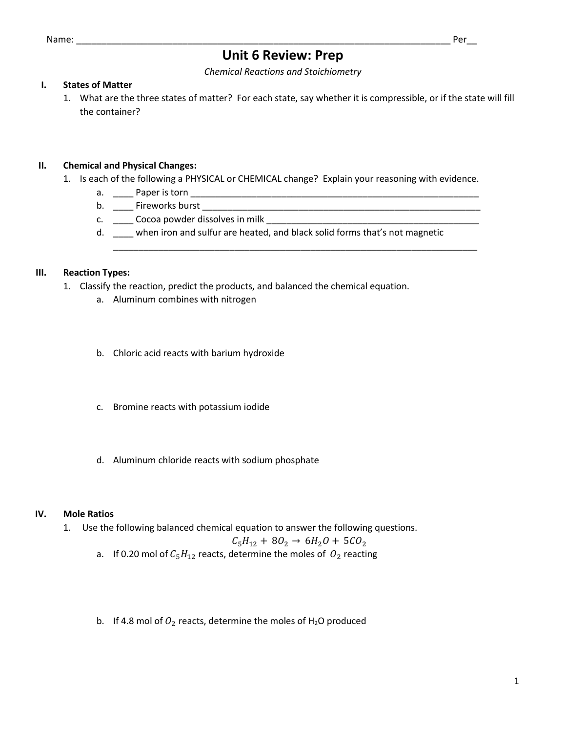Name: ______________________________________________________________________________ Per__

# Unit 6 Review: Prep

*Chemical Reactions and Stoichiometry*

## I. States of Matter

1. What are the three states of matter? For each state, say whether it is compressible, or if the state will fill the container?

## II. Chemical and Physical Changes:

1. Is each of the following a PHYSICAL or CHEMICAL change? Explain your reasoning with evidence.
   a. ____ Paper is torn ____________________________________________________________
   b. ____ Fireworks burst __________________________________________________________
   c. ____ Cocoa powder dissolves in milk ____________________________________________
   d. ____ when iron and sulfur are heated, and black solid forms that's not magnetic
   ____________________________________________________________________________

## III. Reaction Types:

1. Classify the reaction, predict the products, and balanced the chemical equation.
   a. Aluminum combines with nitrogen

   b. Chloric acid reacts with barium hydroxide

   c. Bromine reacts with potassium iodide

   d. Aluminum chloride reacts with sodium phosphate

## IV. Mole Ratios

1. Use the following balanced chemical equation to answer the following questions.

$$C_5H_{12} + 8O_2 \rightarrow 6H_2O + 5CO_2$$

   a. If 0.20 mol of $C_5H_{12}$ reacts, determine the moles of $O_2$ reacting

   b. If 4.8 mol of $O_2$ reacts, determine the moles of $H_2O$ produced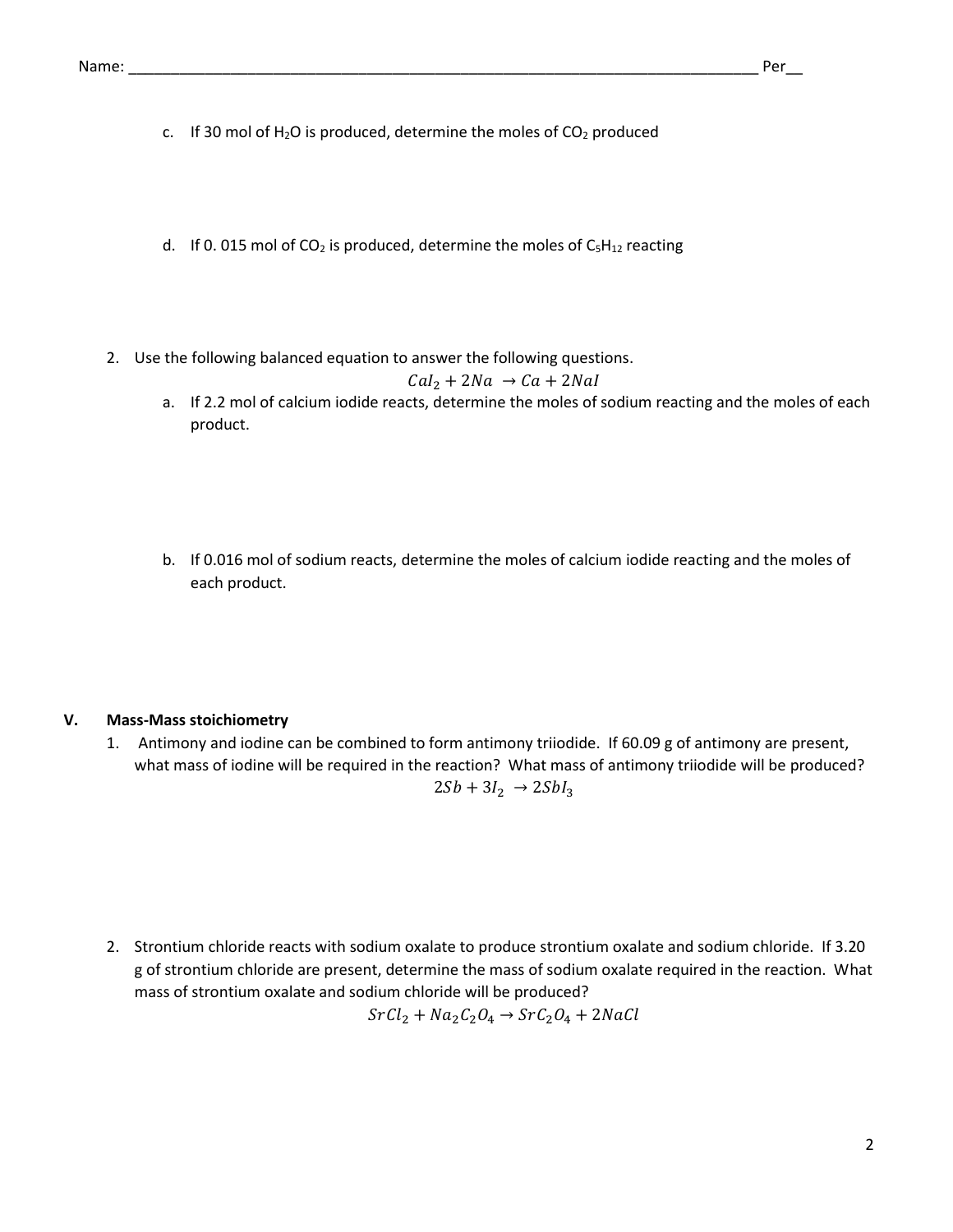c. If 30 mol of $H_2O$ is produced, determine the moles of $CO_2$ produced

d. If 0. 015 mol of $CO_2$ is produced, determine the moles of $C_5H_{12}$ reacting

2. Use the following balanced equation to answer the following questions.

$$CaI_2 + 2Na \rightarrow Ca + 2NaI$$

   a. If 2.2 mol of calcium iodide reacts, determine the moles of sodium reacting and the moles of each product.

   b. If 0.016 mol of sodium reacts, determine the moles of calcium iodide reacting and the moles of each product.

## V. Mass-Mass stoichiometry

1. Antimony and iodine can be combined to form antimony triiodide. If 60.09 g of antimony are present, what mass of iodine will be required in the reaction? What mass of antimony triiodide will be produced?

$$2Sb + 3I_2 \rightarrow 2SbI_3$$

2. Strontium chloride reacts with sodium oxalate to produce strontium oxalate and sodium chloride. If 3.20 g of strontium chloride are present, determine the mass of sodium oxalate required in the reaction. What mass of strontium oxalate and sodium chloride will be produced?

$$SrCl_2 + Na_2C_2O_4 \rightarrow SrC_2O_4 + 2NaCl$$